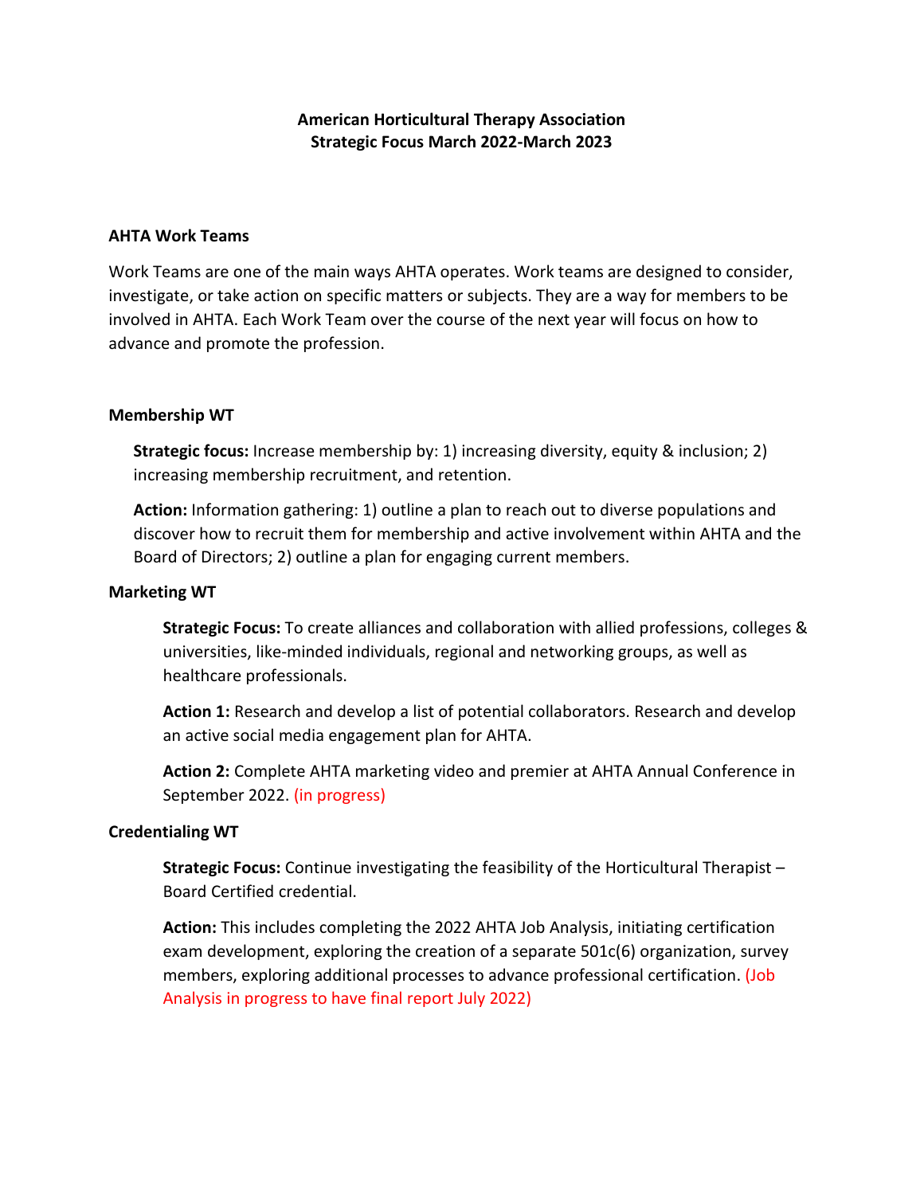# American Horticultural Therapy Association
# Strategic Focus March 2022-March 2023

## AHTA Work Teams

Work Teams are one of the main ways AHTA operates. Work teams are designed to consider, investigate, or take action on specific matters or subjects. They are a way for members to be involved in AHTA. Each Work Team over the course of the next year will focus on how to advance and promote the profession.

### Membership WT

**Strategic focus:** Increase membership by: 1) increasing diversity, equity & inclusion; 2) increasing membership recruitment, and retention.

**Action:** Information gathering: 1) outline a plan to reach out to diverse populations and discover how to recruit them for membership and active involvement within AHTA and the Board of Directors; 2) outline a plan for engaging current members.

### Marketing WT

**Strategic Focus:** To create alliances and collaboration with allied professions, colleges & universities, like-minded individuals, regional and networking groups, as well as healthcare professionals.

**Action 1:** Research and develop a list of potential collaborators. Research and develop an active social media engagement plan for AHTA.

**Action 2:** Complete AHTA marketing video and premier at AHTA Annual Conference in September 2022. (in progress)

### Credentialing WT

**Strategic Focus:** Continue investigating the feasibility of the Horticultural Therapist – Board Certified credential.

**Action:** This includes completing the 2022 AHTA Job Analysis, initiating certification exam development, exploring the creation of a separate 501c(6) organization, survey members, exploring additional processes to advance professional certification. (Job Analysis in progress to have final report July 2022)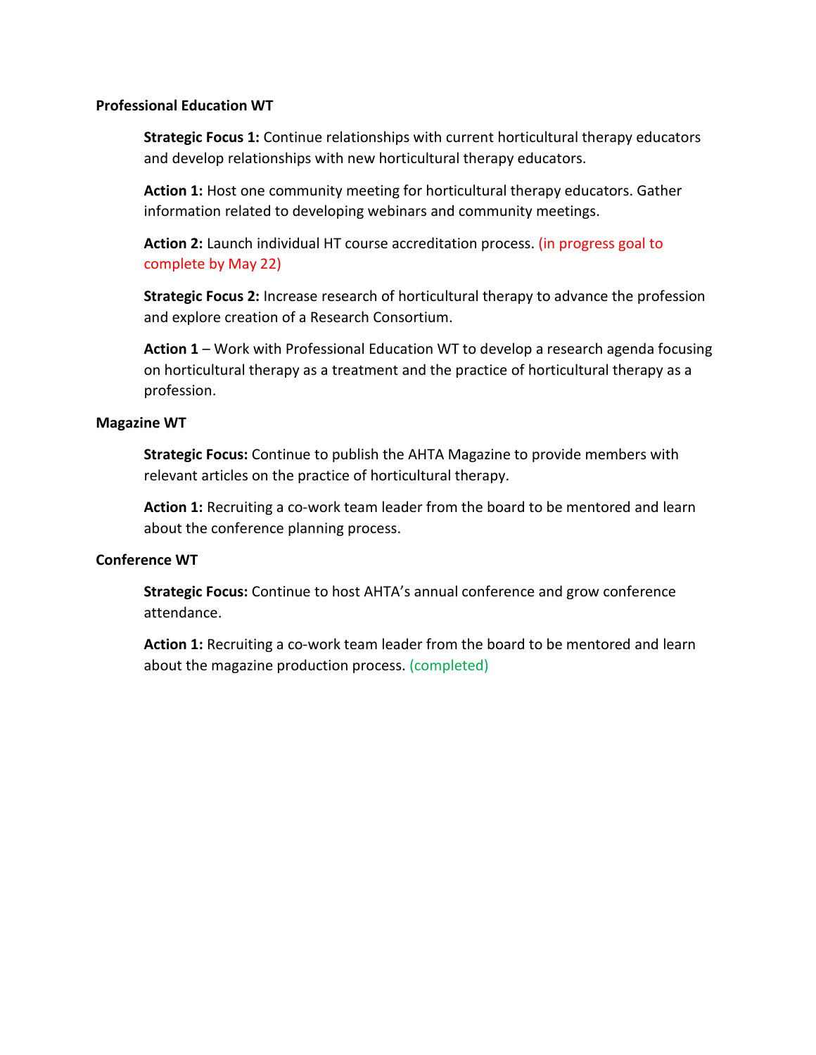**Professional Education WT**

**Strategic Focus 1:** Continue relationships with current horticultural therapy educators and develop relationships with new horticultural therapy educators.

**Action 1:** Host one community meeting for horticultural therapy educators. Gather information related to developing webinars and community meetings.

**Action 2:** Launch individual HT course accreditation process. (in progress goal to complete by May 22)

**Strategic Focus 2:** Increase research of horticultural therapy to advance the profession and explore creation of a Research Consortium.

**Action 1** – Work with Professional Education WT to develop a research agenda focusing on horticultural therapy as a treatment and the practice of horticultural therapy as a profession.

**Magazine WT**

**Strategic Focus:** Continue to publish the AHTA Magazine to provide members with relevant articles on the practice of horticultural therapy.

**Action 1:** Recruiting a co-work team leader from the board to be mentored and learn about the conference planning process.

**Conference WT**

**Strategic Focus:** Continue to host AHTA's annual conference and grow conference attendance.

**Action 1:** Recruiting a co-work team leader from the board to be mentored and learn about the magazine production process. (completed)